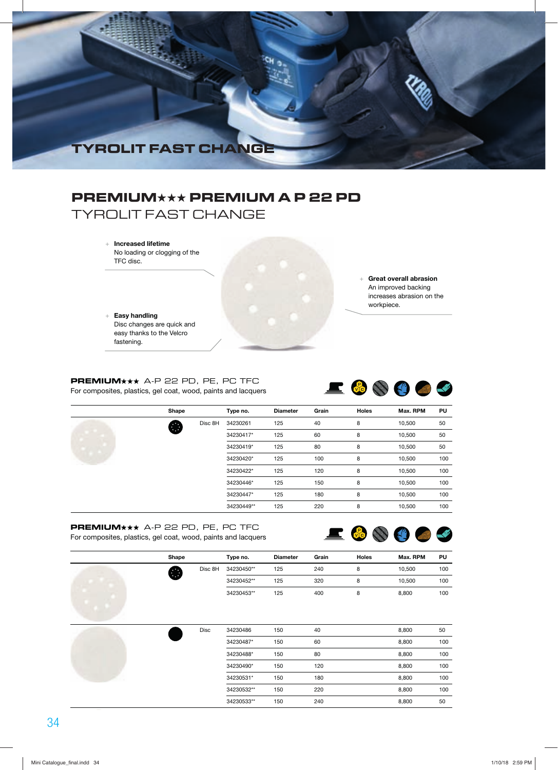# TYROLIT FAST CHANGE

## PREMIUM★★★ PREMIUM A P 22 PD

TYROLIT FAST CHANGE

+ **Increased lifetime**
  No loading or clogging of the TFC disc.

+ **Easy handling**
  Disc changes are quick and easy thanks to the Velcro fastening.

+ **Great overall abrasion**
  An improved backing increases abrasion on the workpiece.

### PREMIUM★★★ A-P 22 PD, PE, PC TFC

For composites, plastics, gel coat, wood, paints and lacquers

| Shape | | Type no. | Diameter | Grain | Holes | Max. RPM | PU |
|---|---|---|---|---|---|---|---|
| | Disc 8H | 34230261 | 125 | 40 | 8 | 10,500 | 50 |
| | | 34230417* | 125 | 60 | 8 | 10,500 | 50 |
| | | 34230419* | 125 | 80 | 8 | 10,500 | 50 |
| | | 34230420* | 125 | 100 | 8 | 10,500 | 100 |
| | | 34230422* | 125 | 120 | 8 | 10,500 | 100 |
| | | 34230446* | 125 | 150 | 8 | 10,500 | 100 |
| | | 34230447* | 125 | 180 | 8 | 10,500 | 100 |
| | | 34230449** | 125 | 220 | 8 | 10,500 | 100 |

### PREMIUM★★★ A-P 22 PD, PE, PC TFC

For composites, plastics, gel coat, wood, paints and lacquers

| Shape | | Type no. | Diameter | Grain | Holes | Max. RPM | PU |
|---|---|---|---|---|---|---|---|
| | Disc 8H | 34230450** | 125 | 240 | 8 | 10,500 | 100 |
| | | 34230452** | 125 | 320 | 8 | 10,500 | 100 |
| | | 34230453** | 125 | 400 | 8 | 8,800 | 100 |
| | Disc | 34230486 | 150 | 40 | | 8,800 | 50 |
| | | 34230487* | 150 | 60 | | 8,800 | 100 |
| | | 34230488* | 150 | 80 | | 8,800 | 100 |
| | | 34230490* | 150 | 120 | | 8,800 | 100 |
| | | 34230531* | 150 | 180 | | 8,800 | 100 |
| | | 34230532** | 150 | 220 | | 8,800 | 100 |
| | | 34230533** | 150 | 240 | | 8,800 | 50 |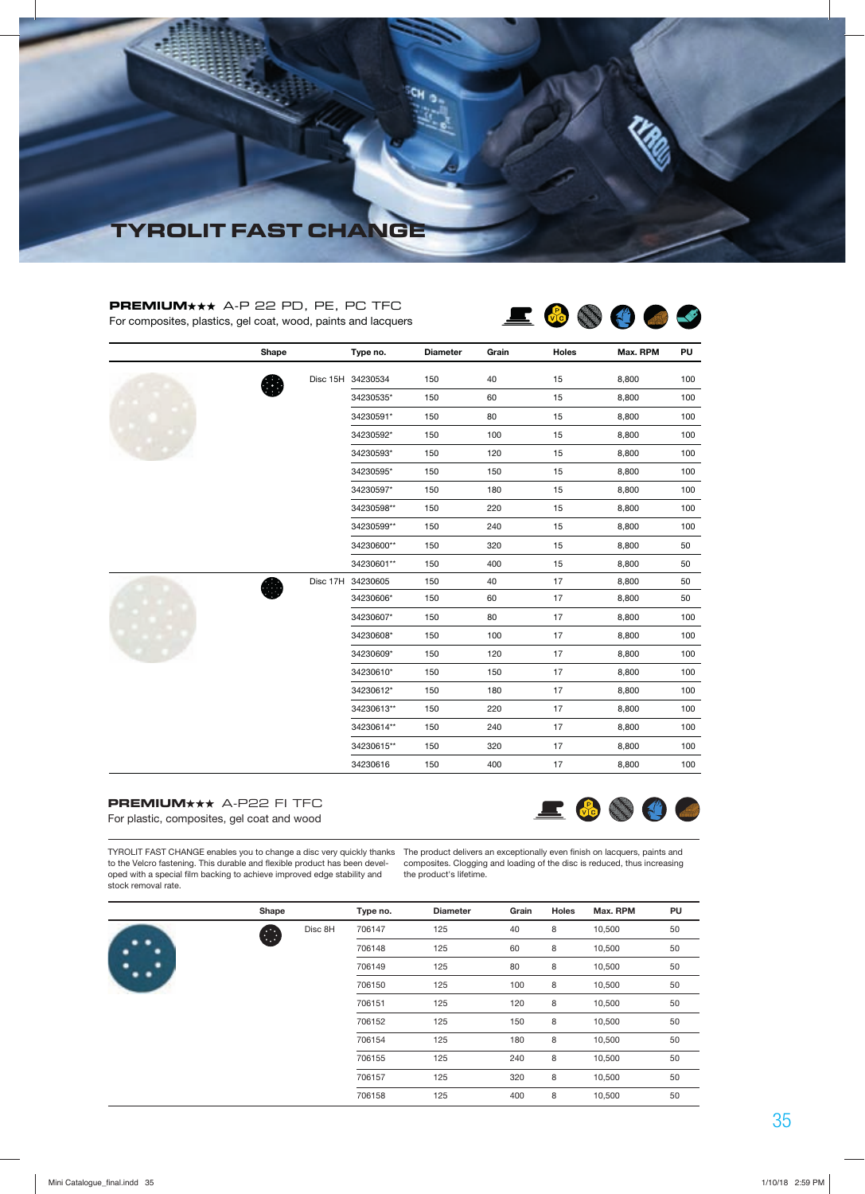# TYROLIT FAST CHANGE

## PREMIUM★★★ A-P 22 PD, PE, PC TFC

For composites, plastics, gel coat, wood, paints and lacquers

| Shape | | Type no. | Diameter | Grain | Holes | Max. RPM | PU |
|---|---|---|---|---|---|---|---|
| | Disc 15H | 34230534 | 150 | 40 | 15 | 8,800 | 100 |
| | | 34230535* | 150 | 60 | 15 | 8,800 | 100 |
| | | 34230591* | 150 | 80 | 15 | 8,800 | 100 |
| | | 34230592* | 150 | 100 | 15 | 8,800 | 100 |
| | | 34230593* | 150 | 120 | 15 | 8,800 | 100 |
| | | 34230595* | 150 | 150 | 15 | 8,800 | 100 |
| | | 34230597* | 150 | 180 | 15 | 8,800 | 100 |
| | | 34230598** | 150 | 220 | 15 | 8,800 | 100 |
| | | 34230599** | 150 | 240 | 15 | 8,800 | 100 |
| | | 34230600** | 150 | 320 | 15 | 8,800 | 50 |
| | | 34230601** | 150 | 400 | 15 | 8,800 | 50 |
| | Disc 17H | 34230605 | 150 | 40 | 17 | 8,800 | 50 |
| | | 34230606* | 150 | 60 | 17 | 8,800 | 50 |
| | | 34230607* | 150 | 80 | 17 | 8,800 | 100 |
| | | 34230608* | 150 | 100 | 17 | 8,800 | 100 |
| | | 34230609* | 150 | 120 | 17 | 8,800 | 100 |
| | | 34230610* | 150 | 150 | 17 | 8,800 | 100 |
| | | 34230612* | 150 | 180 | 17 | 8,800 | 100 |
| | | 34230613** | 150 | 220 | 17 | 8,800 | 100 |
| | | 34230614** | 150 | 240 | 17 | 8,800 | 100 |
| | | 34230615** | 150 | 320 | 17 | 8,800 | 100 |
| | | 34230616 | 150 | 400 | 17 | 8,800 | 100 |

## PREMIUM★★★ A-P22 FI TFC

For plastic, composites, gel coat and wood

TYROLIT FAST CHANGE enables you to change a disc very quickly thanks to the Velcro fastening. This durable and flexible product has been developed with a special film backing to achieve improved edge stability and stock removal rate.

The product delivers an exceptionally even finish on lacquers, paints and composites. Clogging and loading of the disc is reduced, thus increasing the product's lifetime.

| Shape | | Type no. | Diameter | Grain | Holes | Max. RPM | PU |
|---|---|---|---|---|---|---|---|
| | Disc 8H | 706147 | 125 | 40 | 8 | 10,500 | 50 |
| | | 706148 | 125 | 60 | 8 | 10,500 | 50 |
| | | 706149 | 125 | 80 | 8 | 10,500 | 50 |
| | | 706150 | 125 | 100 | 8 | 10,500 | 50 |
| | | 706151 | 125 | 120 | 8 | 10,500 | 50 |
| | | 706152 | 125 | 150 | 8 | 10,500 | 50 |
| | | 706154 | 125 | 180 | 8 | 10,500 | 50 |
| | | 706155 | 125 | 240 | 8 | 10,500 | 50 |
| | | 706157 | 125 | 320 | 8 | 10,500 | 50 |
| | | 706158 | 125 | 400 | 8 | 10,500 | 50 |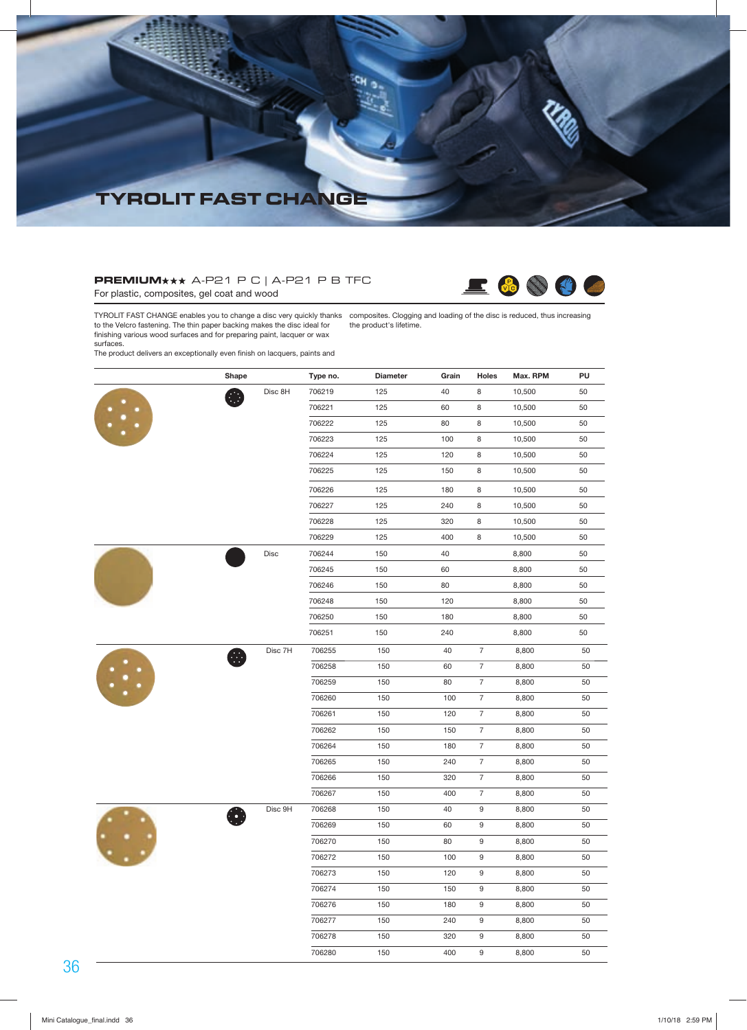# TYROLIT FAST CHANGE

## PREMIUM★★★ A-P21 P C | A-P21 P B TFC

For plastic, composites, gel coat and wood

TYROLIT FAST CHANGE enables you to change a disc very quickly thanks to the Velcro fastening. The thin paper backing makes the disc ideal for finishing various wood surfaces and for preparing paint, lacquer or wax surfaces.
The product delivers an exceptionally even finish on lacquers, paints and composites. Clogging and loading of the disc is reduced, thus increasing the product's lifetime.

| Shape | | Type no. | Diameter | Grain | Holes | Max. RPM | PU |
|---|---|---|---|---|---|---|---|
| | Disc 8H | 706219 | 125 | 40 | 8 | 10,500 | 50 |
| | | 706221 | 125 | 60 | 8 | 10,500 | 50 |
| | | 706222 | 125 | 80 | 8 | 10,500 | 50 |
| | | 706223 | 125 | 100 | 8 | 10,500 | 50 |
| | | 706224 | 125 | 120 | 8 | 10,500 | 50 |
| | | 706225 | 125 | 150 | 8 | 10,500 | 50 |
| | | 706226 | 125 | 180 | 8 | 10,500 | 50 |
| | | 706227 | 125 | 240 | 8 | 10,500 | 50 |
| | | 706228 | 125 | 320 | 8 | 10,500 | 50 |
| | | 706229 | 125 | 400 | 8 | 10,500 | 50 |
| | Disc | 706244 | 150 | 40 | | 8,800 | 50 |
| | | 706245 | 150 | 60 | | 8,800 | 50 |
| | | 706246 | 150 | 80 | | 8,800 | 50 |
| | | 706248 | 150 | 120 | | 8,800 | 50 |
| | | 706250 | 150 | 180 | | 8,800 | 50 |
| | | 706251 | 150 | 240 | | 8,800 | 50 |
| | Disc 7H | 706255 | 150 | 40 | 7 | 8,800 | 50 |
| | | 706258 | 150 | 60 | 7 | 8,800 | 50 |
| | | 706259 | 150 | 80 | 7 | 8,800 | 50 |
| | | 706260 | 150 | 100 | 7 | 8,800 | 50 |
| | | 706261 | 150 | 120 | 7 | 8,800 | 50 |
| | | 706262 | 150 | 150 | 7 | 8,800 | 50 |
| | | 706264 | 150 | 180 | 7 | 8,800 | 50 |
| | | 706265 | 150 | 240 | 7 | 8,800 | 50 |
| | | 706266 | 150 | 320 | 7 | 8,800 | 50 |
| | | 706267 | 150 | 400 | 7 | 8,800 | 50 |
| | Disc 9H | 706268 | 150 | 40 | 9 | 8,800 | 50 |
| | | 706269 | 150 | 60 | 9 | 8,800 | 50 |
| | | 706270 | 150 | 80 | 9 | 8,800 | 50 |
| | | 706272 | 150 | 100 | 9 | 8,800 | 50 |
| | | 706273 | 150 | 120 | 9 | 8,800 | 50 |
| | | 706274 | 150 | 150 | 9 | 8,800 | 50 |
| | | 706276 | 150 | 180 | 9 | 8,800 | 50 |
| | | 706277 | 150 | 240 | 9 | 8,800 | 50 |
| | | 706278 | 150 | 320 | 9 | 8,800 | 50 |
| | | 706280 | 150 | 400 | 9 | 8,800 | 50 |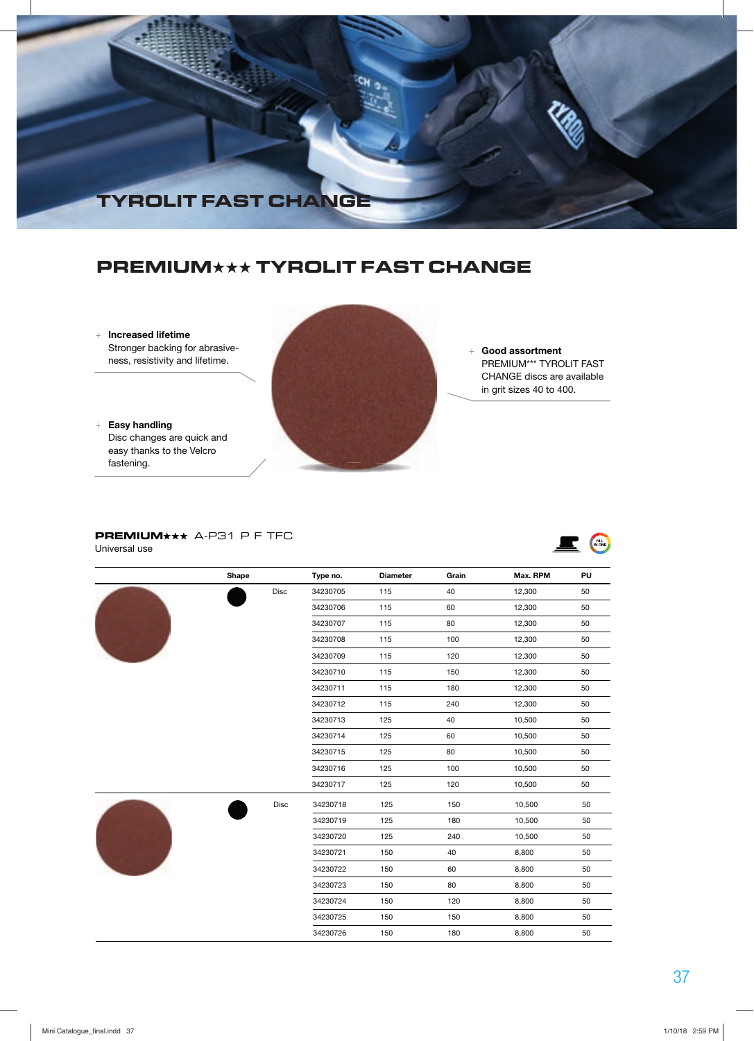# TYROLIT FAST CHANGE

## PREMIUM★★★ TYROLIT FAST CHANGE

+ **Increased lifetime**
  Stronger backing for abrasiveness, resistivity and lifetime.

+ **Easy handling**
  Disc changes are quick and easy thanks to the Velcro fastening.

+ **Good assortment**
  PREMIUM*** TYROLIT FAST CHANGE discs are available in grit sizes 40 to 400.

### PREMIUM★★★ A-P31 P F TFC

Universal use

| Shape | | Type no. | Diameter | Grain | Max. RPM | PU |
|---|---|---|---|---|---|---|
| | Disc | 34230705 | 115 | 40 | 12,300 | 50 |
| | | 34230706 | 115 | 60 | 12,300 | 50 |
| | | 34230707 | 115 | 80 | 12,300 | 50 |
| | | 34230708 | 115 | 100 | 12,300 | 50 |
| | | 34230709 | 115 | 120 | 12,300 | 50 |
| | | 34230710 | 115 | 150 | 12,300 | 50 |
| | | 34230711 | 115 | 180 | 12,300 | 50 |
| | | 34230712 | 115 | 240 | 12,300 | 50 |
| | | 34230713 | 125 | 40 | 10,500 | 50 |
| | | 34230714 | 125 | 60 | 10,500 | 50 |
| | | 34230715 | 125 | 80 | 10,500 | 50 |
| | | 34230716 | 125 | 100 | 10,500 | 50 |
| | | 34230717 | 125 | 120 | 10,500 | 50 |
| | Disc | 34230718 | 125 | 150 | 10,500 | 50 |
| | | 34230719 | 125 | 180 | 10,500 | 50 |
| | | 34230720 | 125 | 240 | 10,500 | 50 |
| | | 34230721 | 150 | 40 | 8,800 | 50 |
| | | 34230722 | 150 | 60 | 8,800 | 50 |
| | | 34230723 | 150 | 80 | 8,800 | 50 |
| | | 34230724 | 150 | 120 | 8,800 | 50 |
| | | 34230725 | 150 | 150 | 8,800 | 50 |
| | | 34230726 | 150 | 180 | 8,800 | 50 |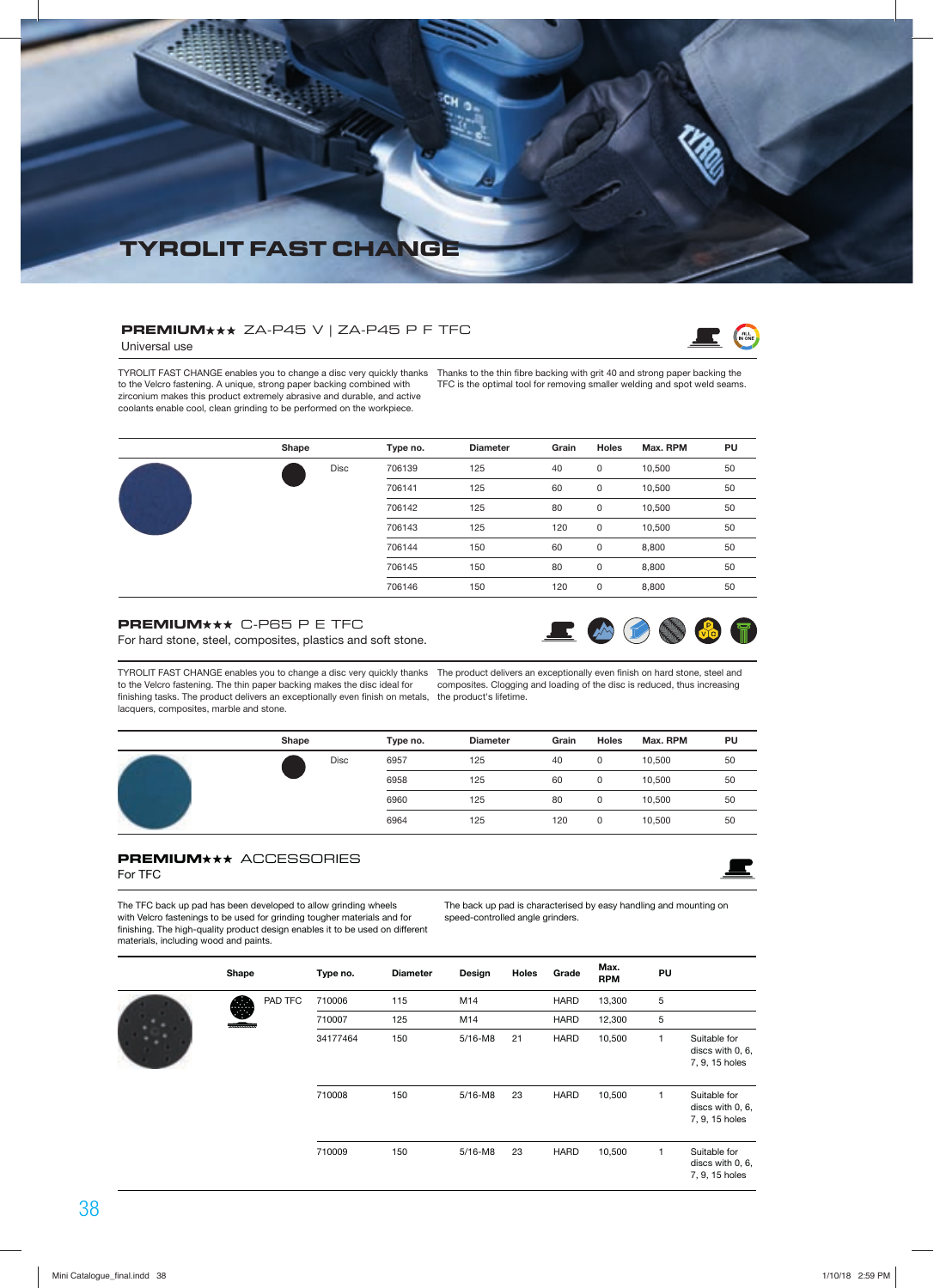# TYROLIT FAST CHANGE

## PREMIUM★★★ ZA-P45 V | ZA-P45 P F TFC

Universal use

TYROLIT FAST CHANGE enables you to change a disc very quickly thanks to the Velcro fastening. A unique, strong paper backing combined with zirconium makes this product extremely abrasive and durable, and active coolants enable cool, clean grinding to be performed on the workpiece.

Thanks to the thin fibre backing with grit 40 and strong paper backing the TFC is the optimal tool for removing smaller welding and spot weld seams.

| Shape | | Type no. | Diameter | Grain | Holes | Max. RPM | PU |
|---|---|---|---|---|---|---|---|
| | Disc | 706139 | 125 | 40 | 0 | 10,500 | 50 |
| | | 706141 | 125 | 60 | 0 | 10,500 | 50 |
| | | 706142 | 125 | 80 | 0 | 10,500 | 50 |
| | | 706143 | 125 | 120 | 0 | 10,500 | 50 |
| | | 706144 | 150 | 60 | 0 | 8,800 | 50 |
| | | 706145 | 150 | 80 | 0 | 8,800 | 50 |
| | | 706146 | 150 | 120 | 0 | 8,800 | 50 |

## PREMIUM★★★ C-P65 P E TFC

For hard stone, steel, composites, plastics and soft stone.

TYROLIT FAST CHANGE enables you to change a disc very quickly thanks to the Velcro fastening. The thin paper backing makes the disc ideal for finishing tasks. The product delivers an exceptionally even finish on metals, lacquers, composites, marble and stone.

The product delivers an exceptionally even finish on hard stone, steel and composites. Clogging and loading of the disc is reduced, thus increasing the product's lifetime.

| Shape | | Type no. | Diameter | Grain | Holes | Max. RPM | PU |
|---|---|---|---|---|---|---|---|
| | Disc | 6957 | 125 | 40 | 0 | 10,500 | 50 |
| | | 6958 | 125 | 60 | 0 | 10,500 | 50 |
| | | 6960 | 125 | 80 | 0 | 10,500 | 50 |
| | | 6964 | 125 | 120 | 0 | 10,500 | 50 |

## PREMIUM★★★ ACCESSORIES

For TFC

The TFC back up pad has been developed to allow grinding wheels with Velcro fastenings to be used for grinding tougher materials and for finishing. The high-quality product design enables it to be used on different materials, including wood and paints.

The back up pad is characterised by easy handling and mounting on speed-controlled angle grinders.

| Shape | | Type no. | Diameter | Design | Holes | Grade | Max. RPM | PU | |
|---|---|---|---|---|---|---|---|---|---|
| | PAD TFC | 710006 | 115 | M14 | | HARD | 13,300 | 5 | |
| | | 710007 | 125 | M14 | | HARD | 12,300 | 5 | |
| | | 34177464 | 150 | 5/16-M8 | 21 | HARD | 10,500 | 1 | Suitable for discs with 0, 6, 7, 9, 15 holes |
| | | 710008 | 150 | 5/16-M8 | 23 | HARD | 10,500 | 1 | Suitable for discs with 0, 6, 7, 9, 15 holes |
| | | 710009 | 150 | 5/16-M8 | 23 | HARD | 10,500 | 1 | Suitable for discs with 0, 6, 7, 9, 15 holes |